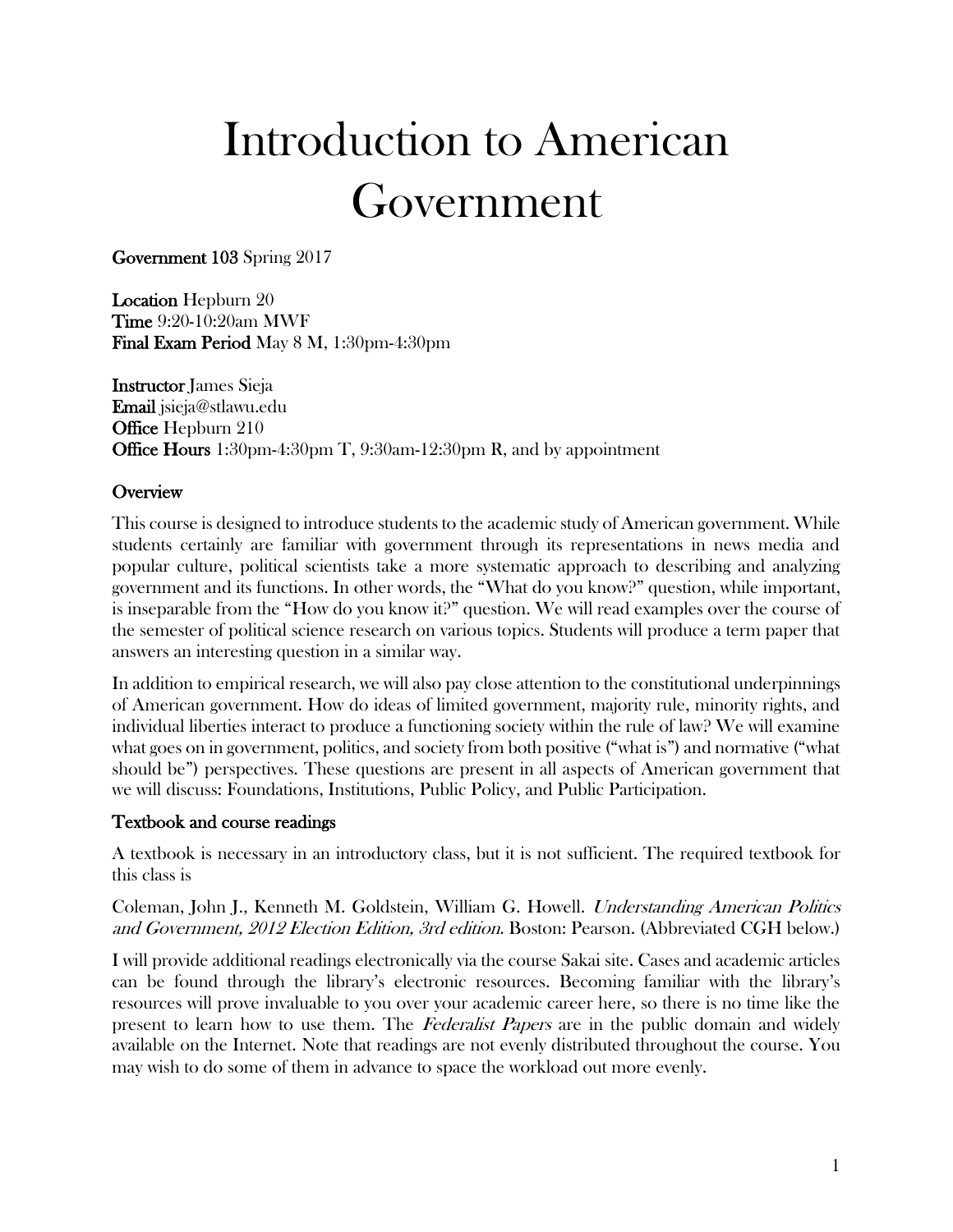# Introduction to American Government

**Government 103** Spring 2017

**Location** Hepburn 20
**Time** 9:20-10:20am MWF
**Final Exam Period** May 8 M, 1:30pm-4:30pm

**Instructor** James Sieja
**Email** jsieja@stlawu.edu
**Office** Hepburn 210
**Office Hours** 1:30pm-4:30pm T, 9:30am-12:30pm R, and by appointment

## Overview

This course is designed to introduce students to the academic study of American government. While students certainly are familiar with government through its representations in news media and popular culture, political scientists take a more systematic approach to describing and analyzing government and its functions. In other words, the "What do you know?" question, while important, is inseparable from the "How do you know it?" question. We will read examples over the course of the semester of political science research on various topics. Students will produce a term paper that answers an interesting question in a similar way.

In addition to empirical research, we will also pay close attention to the constitutional underpinnings of American government. How do ideas of limited government, majority rule, minority rights, and individual liberties interact to produce a functioning society within the rule of law? We will examine what goes on in government, politics, and society from both positive ("what is") and normative ("what should be") perspectives. These questions are present in all aspects of American government that we will discuss: Foundations, Institutions, Public Policy, and Public Participation.

## Textbook and course readings

A textbook is necessary in an introductory class, but it is not sufficient. The required textbook for this class is

Coleman, John J., Kenneth M. Goldstein, William G. Howell. *Understanding American Politics and Government, 2012 Election Edition, 3rd edition*. Boston: Pearson. (Abbreviated CGH below.)

I will provide additional readings electronically via the course Sakai site. Cases and academic articles can be found through the library's electronic resources. Becoming familiar with the library's resources will prove invaluable to you over your academic career here, so there is no time like the present to learn how to use them. The *Federalist Papers* are in the public domain and widely available on the Internet. Note that readings are not evenly distributed throughout the course. You may wish to do some of them in advance to space the workload out more evenly.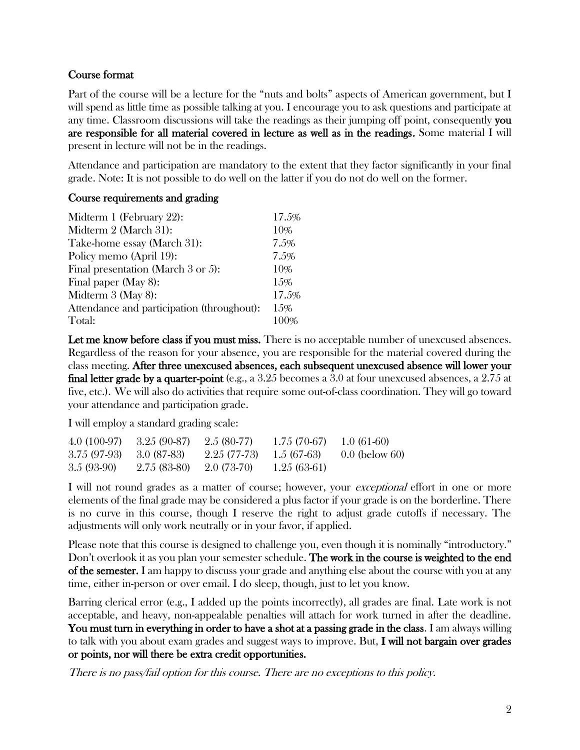### Course format

Part of the course will be a lecture for the "nuts and bolts" aspects of American government, but I will spend as little time as possible talking at you. I encourage you to ask questions and participate at any time. Classroom discussions will take the readings as their jumping off point, consequently **you are responsible for all material covered in lecture as well as in the readings.** Some material I will present in lecture will not be in the readings.

Attendance and participation are mandatory to the extent that they factor significantly in your final grade. Note: It is not possible to do well on the latter if you do not do well on the former.

### Course requirements and grading

| | |
|---|---|
| Midterm 1 (February 22): | 17.5% |
| Midterm 2 (March 31): | 10% |
| Take-home essay (March 31): | 7.5% |
| Policy memo (April 19): | 7.5% |
| Final presentation (March 3 or 5): | 10% |
| Final paper (May 8): | 15% |
| Midterm 3 (May 8): | 17.5% |
| Attendance and participation (throughout): | 15% |
| Total: | 100% |

**Let me know before class if you must miss.** There is no acceptable number of unexcused absences. Regardless of the reason for your absence, you are responsible for the material covered during the class meeting. **After three unexcused absences, each subsequent unexcused absence will lower your final letter grade by a quarter-point** (e.g., a 3.25 becomes a 3.0 at four unexcused absences, a 2.75 at five, etc.). We will also do activities that require some out-of-class coordination. They will go toward your attendance and participation grade.

I will employ a standard grading scale:

| | | | | |
|---|---|---|---|---|
| 4.0 (100-97) | 3.25 (90-87) | 2.5 (80-77) | 1.75 (70-67) | 1.0 (61-60) |
| 3.75 (97-93) | 3.0 (87-83) | 2.25 (77-73) | 1.5 (67-63) | 0.0 (below 60) |
| 3.5 (93-90) | 2.75 (83-80) | 2.0 (73-70) | 1.25 (63-61) | |

I will not round grades as a matter of course; however, your *exceptional* effort in one or more elements of the final grade may be considered a plus factor if your grade is on the borderline. There is no curve in this course, though I reserve the right to adjust grade cutoffs if necessary. The adjustments will only work neutrally or in your favor, if applied.

Please note that this course is designed to challenge you, even though it is nominally "introductory." Don't overlook it as you plan your semester schedule. **The work in the course is weighted to the end of the semester.** I am happy to discuss your grade and anything else about the course with you at any time, either in-person or over email. I do sleep, though, just to let you know.

Barring clerical error (e.g., I added up the points incorrectly), all grades are final. Late work is not acceptable, and heavy, non-appealable penalties will attach for work turned in after the deadline. **You must turn in everything in order to have a shot at a passing grade in the class**. I am always willing to talk with you about exam grades and suggest ways to improve. But, **I will not bargain over grades or points, nor will there be extra credit opportunities.**

*There is no pass/fail option for this course. There are no exceptions to this policy.*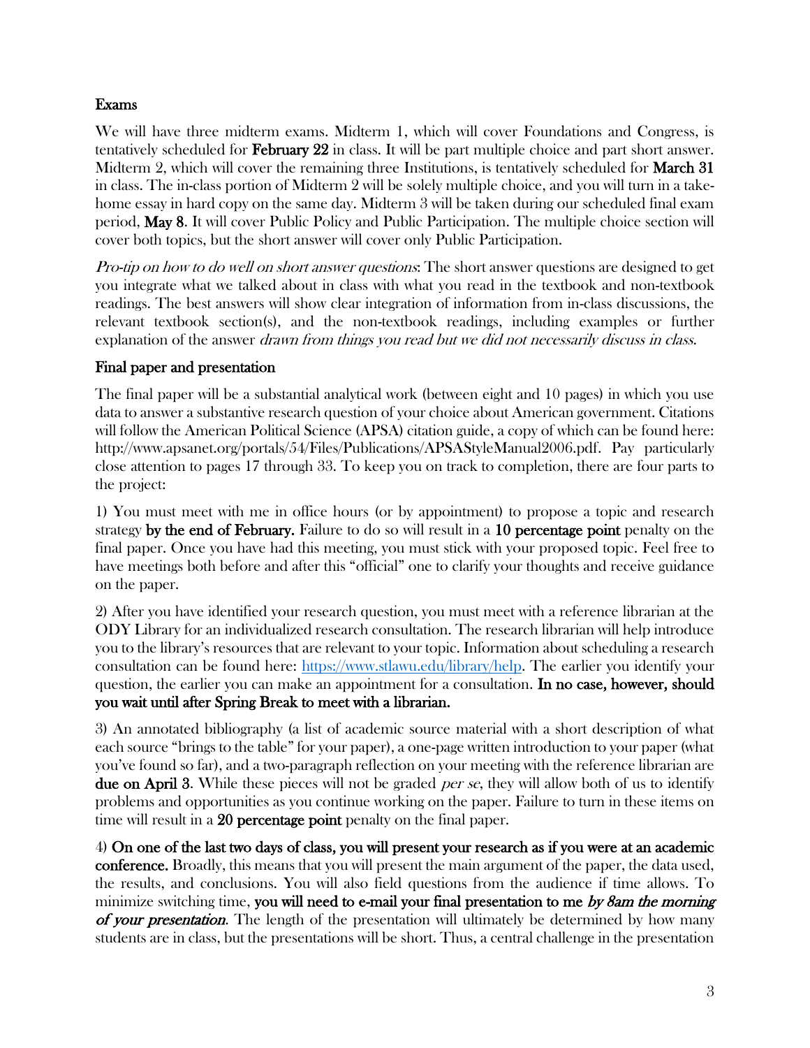## Exams

We will have three midterm exams. Midterm 1, which will cover Foundations and Congress, is tentatively scheduled for **February 22** in class. It will be part multiple choice and part short answer. Midterm 2, which will cover the remaining three Institutions, is tentatively scheduled for **March 31** in class. The in-class portion of Midterm 2 will be solely multiple choice, and you will turn in a take-home essay in hard copy on the same day. Midterm 3 will be taken during our scheduled final exam period, **May 8**. It will cover Public Policy and Public Participation. The multiple choice section will cover both topics, but the short answer will cover only Public Participation.

*Pro-tip on how to do well on short answer questions*: The short answer questions are designed to get you integrate what we talked about in class with what you read in the textbook and non-textbook readings. The best answers will show clear integration of information from in-class discussions, the relevant textbook section(s), and the non-textbook readings, including examples or further explanation of the answer *drawn from things you read but we did not necessarily discuss in class*.

## Final paper and presentation

The final paper will be a substantial analytical work (between eight and 10 pages) in which you use data to answer a substantive research question of your choice about American government. Citations will follow the American Political Science (APSA) citation guide, a copy of which can be found here: http://www.apsanet.org/portals/54/Files/Publications/APSAStyleManual2006.pdf. Pay particularly close attention to pages 17 through 33. To keep you on track to completion, there are four parts to the project:

1) You must meet with me in office hours (or by appointment) to propose a topic and research strategy **by the end of February.** Failure to do so will result in a **10 percentage point** penalty on the final paper. Once you have had this meeting, you must stick with your proposed topic. Feel free to have meetings both before and after this "official" one to clarify your thoughts and receive guidance on the paper.

2) After you have identified your research question, you must meet with a reference librarian at the ODY Library for an individualized research consultation. The research librarian will help introduce you to the library's resources that are relevant to your topic. Information about scheduling a research consultation can be found here: [https://www.stlawu.edu/library/help](https://www.stlawu.edu/library/help). The earlier you identify your question, the earlier you can make an appointment for a consultation. **In no case, however, should you wait until after Spring Break to meet with a librarian.**

3) An annotated bibliography (a list of academic source material with a short description of what each source "brings to the table" for your paper), a one-page written introduction to your paper (what you've found so far), and a two-paragraph reflection on your meeting with the reference librarian are **due on April 3**. While these pieces will not be graded *per se*, they will allow both of us to identify problems and opportunities as you continue working on the paper. Failure to turn in these items on time will result in a **20 percentage point** penalty on the final paper.

4) **On one of the last two days of class, you will present your research as if you were at an academic conference.** Broadly, this means that you will present the main argument of the paper, the data used, the results, and conclusions. You will also field questions from the audience if time allows. To minimize switching time, **you will need to e-mail your final presentation to me *by 8am the morning of your presentation*.** The length of the presentation will ultimately be determined by how many students are in class, but the presentations will be short. Thus, a central challenge in the presentation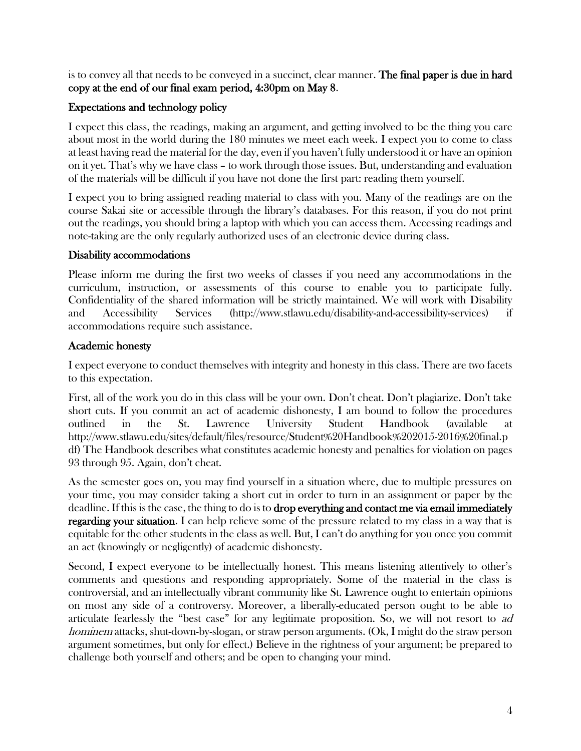is to convey all that needs to be conveyed in a succinct, clear manner. **The final paper is due in hard copy at the end of our final exam period, 4:30pm on May 8**.

## Expectations and technology policy

I expect this class, the readings, making an argument, and getting involved to be the thing you care about most in the world during the 180 minutes we meet each week. I expect you to come to class at least having read the material for the day, even if you haven't fully understood it or have an opinion on it yet. That's why we have class – to work through those issues. But, understanding and evaluation of the materials will be difficult if you have not done the first part: reading them yourself.

I expect you to bring assigned reading material to class with you. Many of the readings are on the course Sakai site or accessible through the library's databases. For this reason, if you do not print out the readings, you should bring a laptop with which you can access them. Accessing readings and note-taking are the only regularly authorized uses of an electronic device during class.

## Disability accommodations

Please inform me during the first two weeks of classes if you need any accommodations in the curriculum, instruction, or assessments of this course to enable you to participate fully. Confidentiality of the shared information will be strictly maintained. We will work with Disability and Accessibility Services (http://www.stlawu.edu/disability-and-accessibility-services) if accommodations require such assistance.

## Academic honesty

I expect everyone to conduct themselves with integrity and honesty in this class. There are two facets to this expectation.

First, all of the work you do in this class will be your own. Don't cheat. Don't plagiarize. Don't take short cuts. If you commit an act of academic dishonesty, I am bound to follow the procedures outlined in the St. Lawrence University Student Handbook (available at http://www.stlawu.edu/sites/default/files/resource/Student%20Handbook%202015-2016%20final.pdf) The Handbook describes what constitutes academic honesty and penalties for violation on pages 93 through 95. Again, don't cheat.

As the semester goes on, you may find yourself in a situation where, due to multiple pressures on your time, you may consider taking a short cut in order to turn in an assignment or paper by the deadline. If this is the case, the thing to do is to **drop everything and contact me via email immediately regarding your situation.** I can help relieve some of the pressure related to my class in a way that is equitable for the other students in the class as well. But, I can't do anything for you once you commit an act (knowingly or negligently) of academic dishonesty.

Second, I expect everyone to be intellectually honest. This means listening attentively to other's comments and questions and responding appropriately. Some of the material in the class is controversial, and an intellectually vibrant community like St. Lawrence ought to entertain opinions on most any side of a controversy. Moreover, a liberally-educated person ought to be able to articulate fearlessly the "best case" for any legitimate proposition. So, we will not resort to *ad hominem* attacks, shut-down-by-slogan, or straw person arguments. (Ok, I might do the straw person argument sometimes, but only for effect.) Believe in the rightness of your argument; be prepared to challenge both yourself and others; and be open to changing your mind.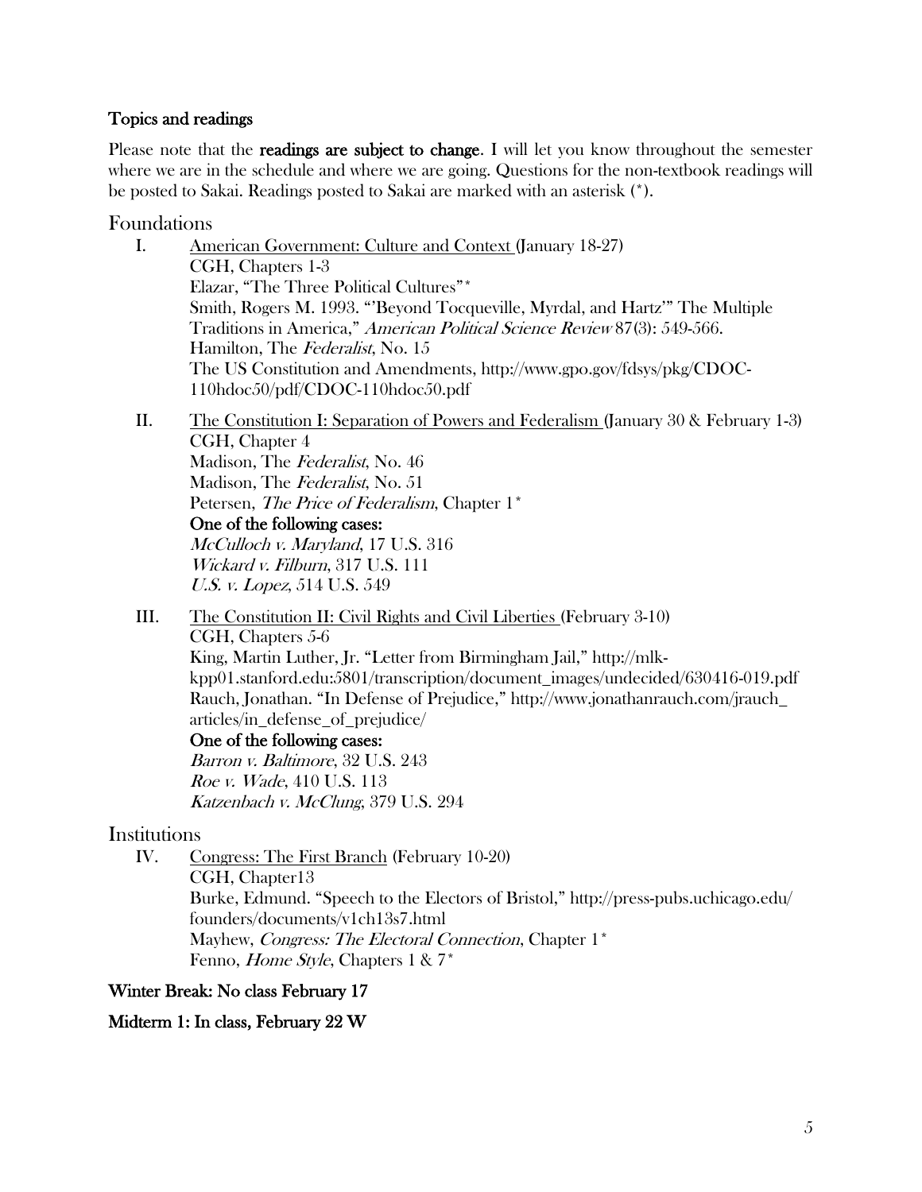### Topics and readings

Please note that the **readings are subject to change**. I will let you know throughout the semester where we are in the schedule and where we are going. Questions for the non-textbook readings will be posted to Sakai. Readings posted to Sakai are marked with an asterisk (*).

## Foundations

I. American Government: Culture and Context (January 18-27)
CGH, Chapters 1-3
Elazar, "The Three Political Cultures"*
Smith, Rogers M. 1993. "'Beyond Tocqueville, Myrdal, and Hartz'" The Multiple Traditions in America," *American Political Science Review* 87(3): 549-566.
Hamilton, The *Federalist,* No. 15
The US Constitution and Amendments, http://www.gpo.gov/fdsys/pkg/CDOC-110hdoc50/pdf/CDOC-110hdoc50.pdf

II. The Constitution I: Separation of Powers and Federalism (January 30 & February 1-3)
CGH, Chapter 4
Madison, The *Federalist,* No. 46
Madison, The *Federalist,* No. 51
Petersen, *The Price of Federalism*, Chapter 1*
**One of the following cases:**
*McCulloch v. Maryland*, 17 U.S. 316
*Wickard v. Filburn*, 317 U.S. 111
*U.S. v. Lopez,* 514 U.S. 549

III. The Constitution II: Civil Rights and Civil Liberties (February 3-10)
CGH, Chapters 5-6
King, Martin Luther, Jr. "Letter from Birmingham Jail," http://mlk-kpp01.stanford.edu:5801/transcription/document_images/undecided/630416-019.pdf
Rauch, Jonathan. "In Defense of Prejudice," http://www.jonathanrauch.com/jrauch_articles/in_defense_of_prejudice/
**One of the following cases:**
*Barron v. Baltimore*, 32 U.S. 243
*Roe v. Wade*, 410 U.S. 113
*Katzenbach v. McClung*, 379 U.S. 294

## Institutions

IV. Congress: The First Branch (February 10-20)
CGH, Chapter13
Burke, Edmund. "Speech to the Electors of Bristol," http://press-pubs.uchicago.edu/founders/documents/v1ch13s7.html
Mayhew, *Congress: The Electoral Connection*, Chapter 1*
Fenno, *Home Style*, Chapters 1 & 7*

**Winter Break: No class February 17**

**Midterm 1: In class, February 22 W**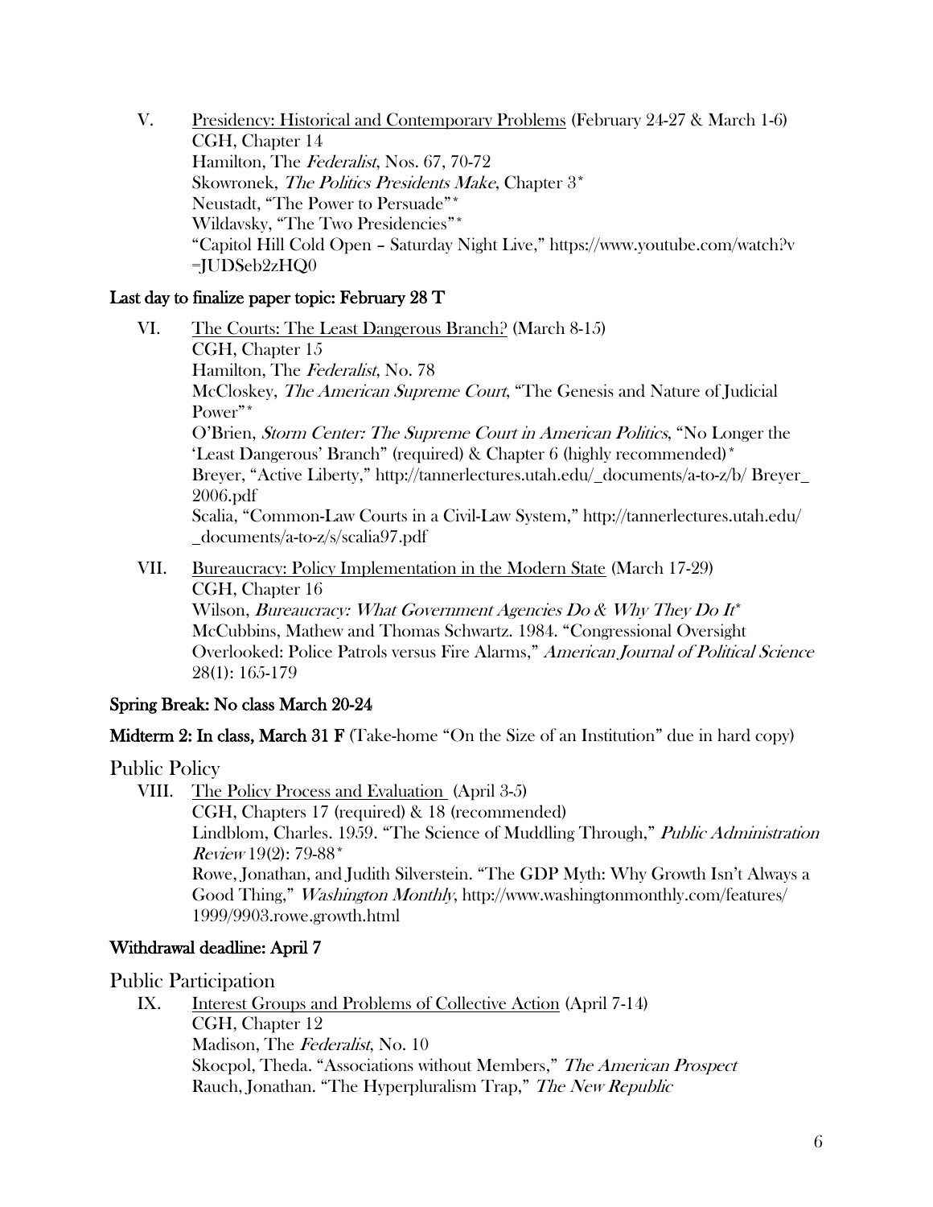V. <u>Presidency: Historical and Contemporary Problems</u> (February 24-27 & March 1-6)
   CGH, Chapter 14
   Hamilton, The *Federalist*, Nos. 67, 70-72
   Skowronek, *The Politics Presidents Make*, Chapter 3*
   Neustadt, "The Power to Persuade"*
   Wildavsky, "The Two Presidencies"*
   "Capitol Hill Cold Open – Saturday Night Live," https://www.youtube.com/watch?v=JUDSeb2zHQ0

**Last day to finalize paper topic: February 28 T**

VI. <u>The Courts: The Least Dangerous Branch?</u> (March 8-15)
   CGH, Chapter 15
   Hamilton, The *Federalist*, No. 78
   McCloskey, *The American Supreme Court*, "The Genesis and Nature of Judicial Power"*
   O'Brien, *Storm Center: The Supreme Court in American Politics*, "No Longer the 'Least Dangerous' Branch" (required) & Chapter 6 (highly recommended)*
   Breyer, "Active Liberty," http://tannerlectures.utah.edu/_documents/a-to-z/b/ Breyer_2006.pdf
   Scalia, "Common-Law Courts in a Civil-Law System," http://tannerlectures.utah.edu/_documents/a-to-z/s/scalia97.pdf

VII. <u>Bureaucracy: Policy Implementation in the Modern State</u> (March 17-29)
   CGH, Chapter 16
   Wilson, *Bureaucracy: What Government Agencies Do & Why They Do It**
   McCubbins, Mathew and Thomas Schwartz. 1984. "Congressional Oversight Overlooked: Police Patrols versus Fire Alarms," *American Journal of Political Science* 28(1): 165-179

**Spring Break: No class March 20-24**

**Midterm 2: In class, March 31 F** (Take-home "On the Size of an Institution" due in hard copy)

## Public Policy

VIII. <u>The Policy Process and Evaluation</u> (April 3-5)
   CGH, Chapters 17 (required) & 18 (recommended)
   Lindblom, Charles. 1959. "The Science of Muddling Through," *Public Administration Review* 19(2): 79-88*
   Rowe, Jonathan, and Judith Silverstein. "The GDP Myth: Why Growth Isn't Always a Good Thing," *Washington Monthly*, http://www.washingtonmonthly.com/features/1999/9903.rowe.growth.html

**Withdrawal deadline: April 7**

## Public Participation

IX. <u>Interest Groups and Problems of Collective Action</u> (April 7-14)
   CGH, Chapter 12
   Madison, The *Federalist*, No. 10
   Skocpol, Theda. "Associations without Members," *The American Prospect*
   Rauch, Jonathan. "The Hyperpluralism Trap," *The New Republic*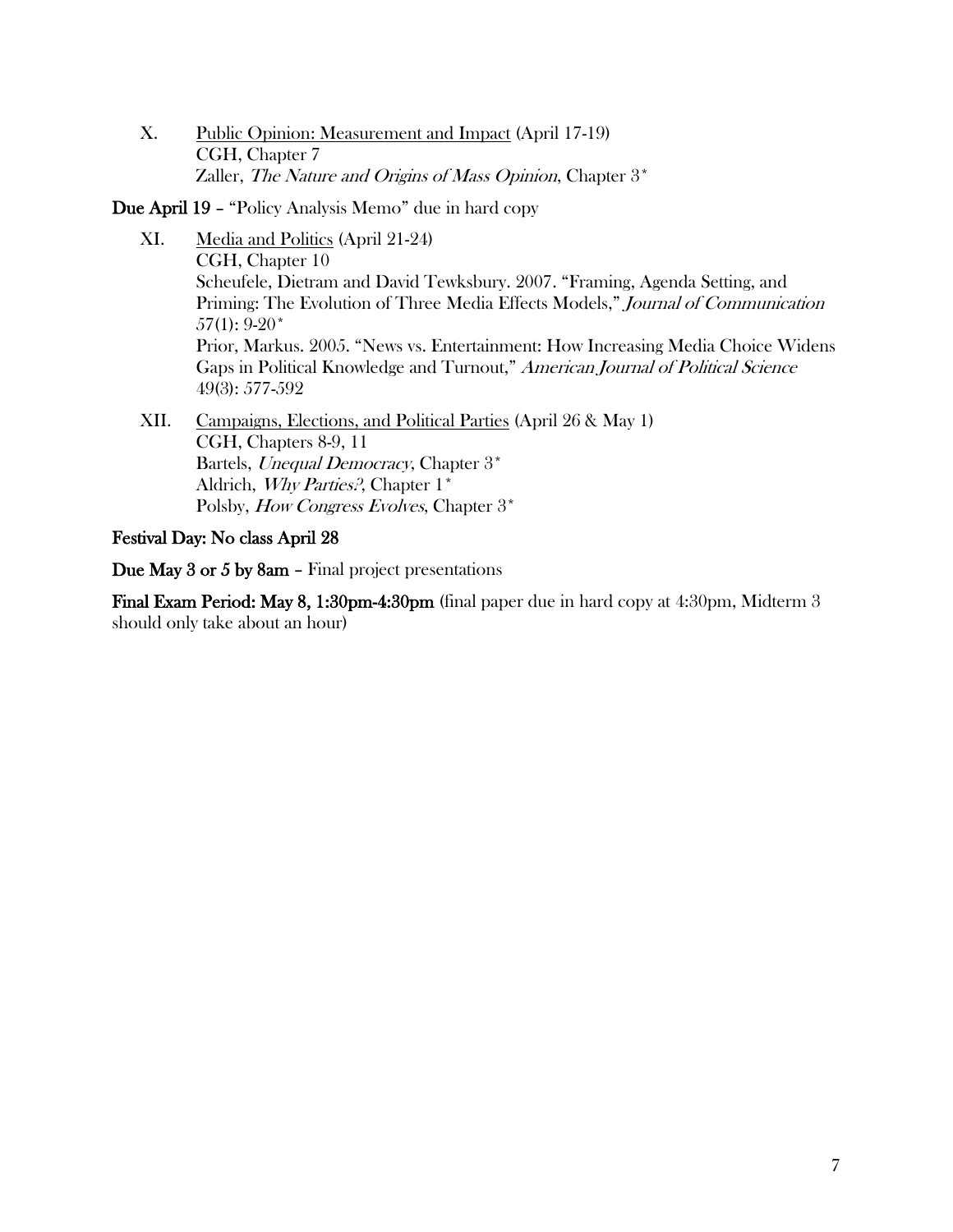X. <u>Public Opinion: Measurement and Impact</u> (April 17-19)
CGH, Chapter 7
Zaller, *The Nature and Origins of Mass Opinion*, Chapter 3*

**Due April 19** – "Policy Analysis Memo" due in hard copy

XI. <u>Media and Politics</u> (April 21-24)
CGH, Chapter 10
Scheufele, Dietram and David Tewksbury. 2007. "Framing, Agenda Setting, and Priming: The Evolution of Three Media Effects Models," *Journal of Communication* 57(1): 9-20*
Prior, Markus. 2005. "News vs. Entertainment: How Increasing Media Choice Widens Gaps in Political Knowledge and Turnout," *American Journal of Political Science* 49(3): 577-592

XII. <u>Campaigns, Elections, and Political Parties</u> (April 26 & May 1)
CGH, Chapters 8-9, 11
Bartels, *Unequal Democracy*, Chapter 3*
Aldrich, *Why Parties?*, Chapter 1*
Polsby, *How Congress Evolves*, Chapter 3*

**Festival Day: No class April 28**

**Due May 3 or 5 by 8am** – Final project presentations

**Final Exam Period: May 8, 1:30pm-4:30pm** (final paper due in hard copy at 4:30pm, Midterm 3 should only take about an hour)